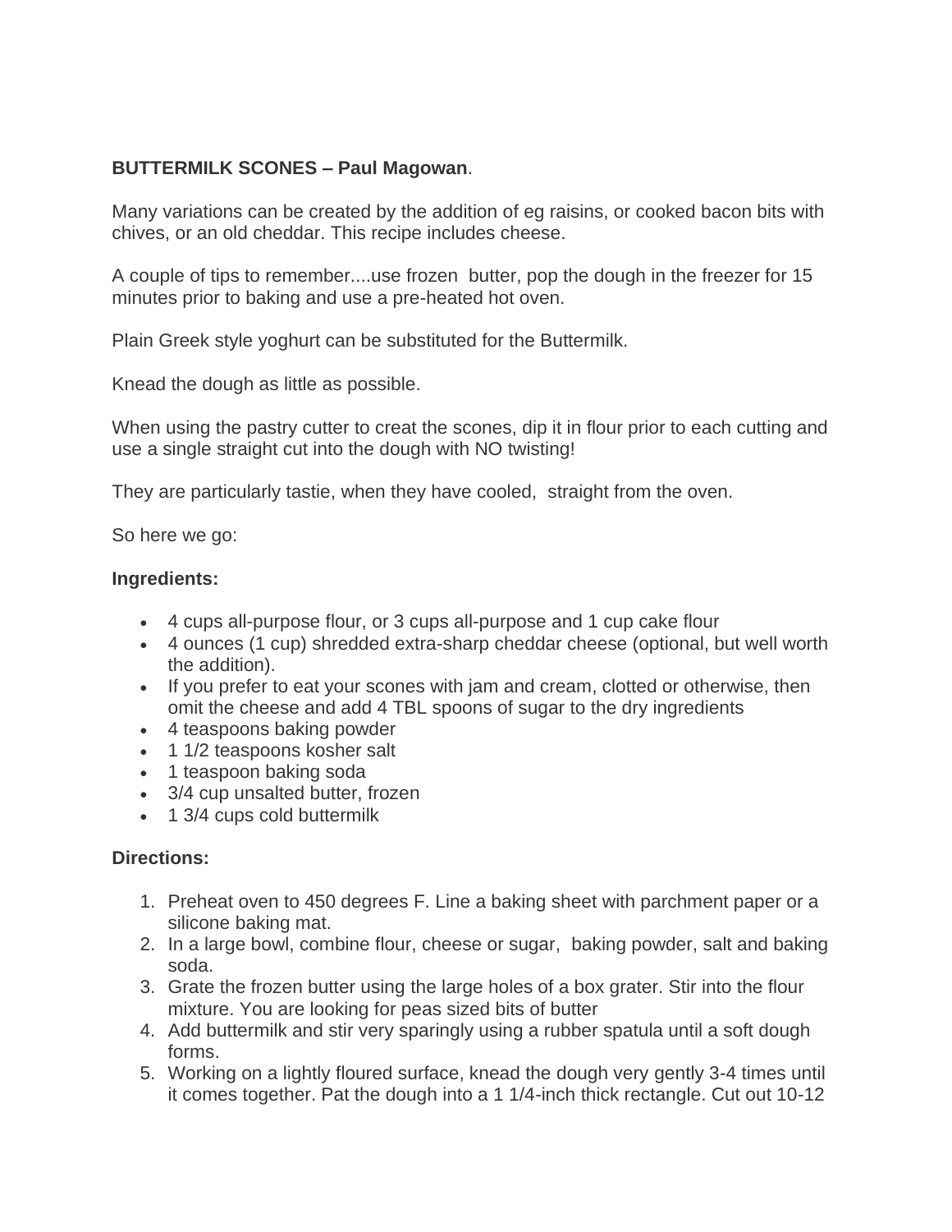**BUTTERMILK SCONES – Paul Magowan**.

Many variations can be created by the addition of eg raisins, or cooked bacon bits with chives, or an old cheddar. This recipe includes cheese.

A couple of tips to remember....use frozen butter, pop the dough in the freezer for 15 minutes prior to baking and use a pre-heated hot oven.

Plain Greek style yoghurt can be substituted for the Buttermilk.

Knead the dough as little as possible.

When using the pastry cutter to creat the scones, dip it in flour prior to each cutting and use a single straight cut into the dough with NO twisting!

They are particularly tastie, when they have cooled, straight from the oven.

So here we go:

**Ingredients:**

- 4 cups all-purpose flour, or 3 cups all-purpose and 1 cup cake flour
- 4 ounces (1 cup) shredded extra-sharp cheddar cheese (optional, but well worth the addition).
- If you prefer to eat your scones with jam and cream, clotted or otherwise, then omit the cheese and add 4 TBL spoons of sugar to the dry ingredients
- 4 teaspoons baking powder
- 1 1/2 teaspoons kosher salt
- 1 teaspoon baking soda
- 3/4 cup unsalted butter, frozen
- 1 3/4 cups cold buttermilk

**Directions:**

1. Preheat oven to 450 degrees F. Line a baking sheet with parchment paper or a silicone baking mat.
2. In a large bowl, combine flour, cheese or sugar, baking powder, salt and baking soda.
3. Grate the frozen butter using the large holes of a box grater. Stir into the flour mixture. You are looking for peas sized bits of butter
4. Add buttermilk and stir very sparingly using a rubber spatula until a soft dough forms.
5. Working on a lightly floured surface, knead the dough very gently 3-4 times until it comes together. Pat the dough into a 1 1/4-inch thick rectangle. Cut out 10-12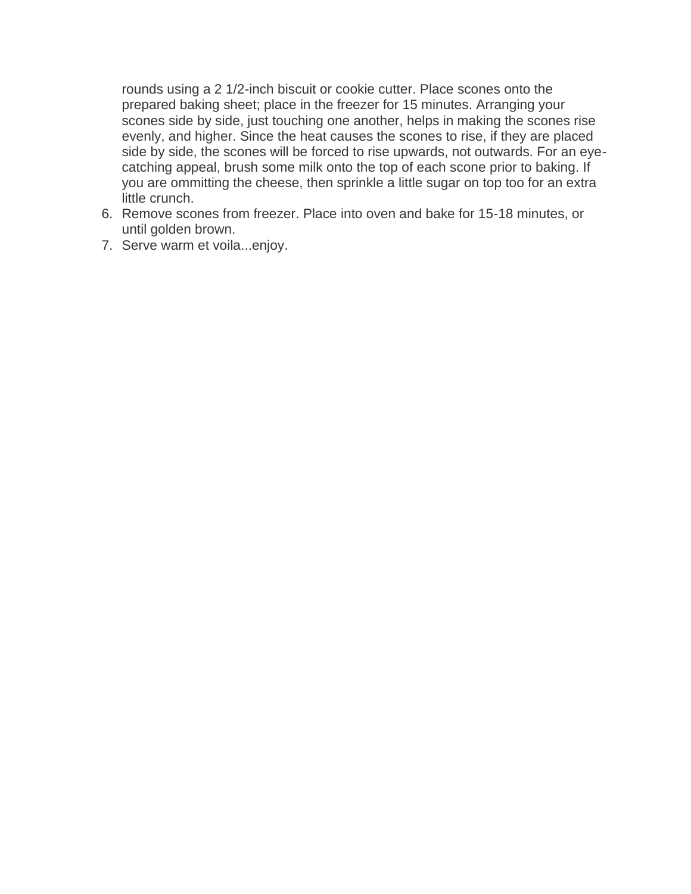rounds using a 2 1/2-inch biscuit or cookie cutter. Place scones onto the prepared baking sheet; place in the freezer for 15 minutes. Arranging your scones side by side, just touching one another, helps in making the scones rise evenly, and higher. Since the heat causes the scones to rise, if they are placed side by side, the scones will be forced to rise upwards, not outwards. For an eye-catching appeal, brush some milk onto the top of each scone prior to baking. If you are ommitting the cheese, then sprinkle a little sugar on top too for an extra little crunch.

6. Remove scones from freezer. Place into oven and bake for 15-18 minutes, or until golden brown.
7. Serve warm et voila...enjoy.